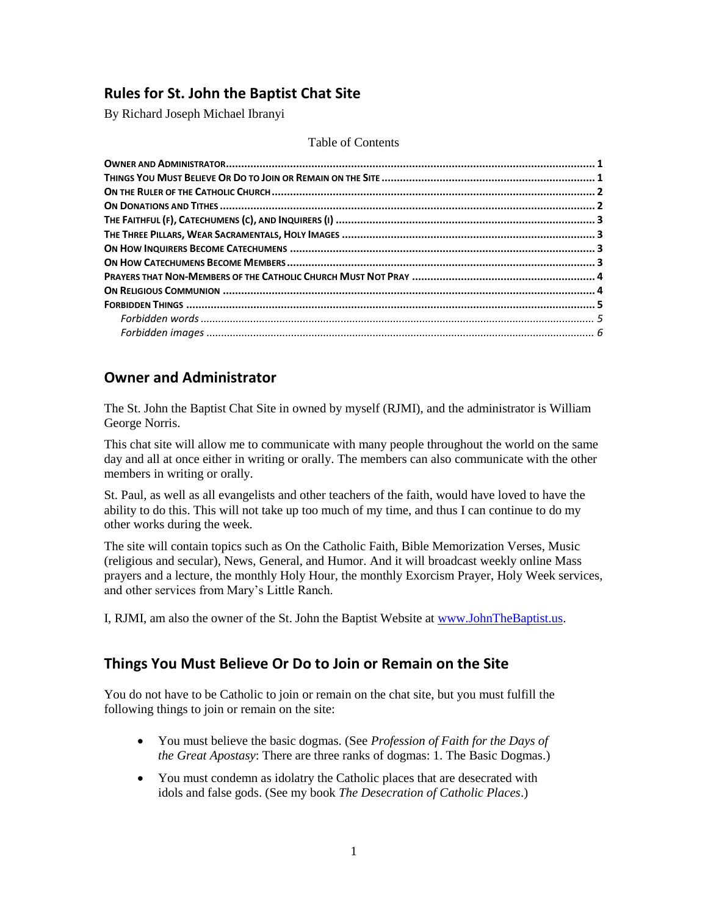# Rules for St. John the Baptist Chat Site

By Richard Joseph Michael Ibranyi

Table of Contents

- **Owner and Administrator** ........ 1
- **Things You Must Believe Or Do to Join or Remain on the Site** ........ 1
- **On the Ruler of the Catholic Church** ........ 2
- **On Donations and Tithes** ........ 2
- **The Faithful (F), Catechumens (C), and Inquirers (I)** ........ 3
- **The Three Pillars, Wear Sacramentals, Holy Images** ........ 3
- **On How Inquirers Become Catechumens** ........ 3
- **On How Catechumens Become Members** ........ 3
- **Prayers that Non-Members of the Catholic Church Must Not Pray** ........ 4
- **On Religious Communion** ........ 4
- **Forbidden Things** ........ 5
  - *Forbidden words* ........ 5
  - *Forbidden images* ........ 6

## Owner and Administrator

The St. John the Baptist Chat Site in owned by myself (RJMI), and the administrator is William George Norris.

This chat site will allow me to communicate with many people throughout the world on the same day and all at once either in writing or orally. The members can also communicate with the other members in writing or orally.

St. Paul, as well as all evangelists and other teachers of the faith, would have loved to have the ability to do this. This will not take up too much of my time, and thus I can continue to do my other works during the week.

The site will contain topics such as On the Catholic Faith, Bible Memorization Verses, Music (religious and secular), News, General, and Humor. And it will broadcast weekly online Mass prayers and a lecture, the monthly Holy Hour, the monthly Exorcism Prayer, Holy Week services, and other services from Mary's Little Ranch.

I, RJMI, am also the owner of the St. John the Baptist Website at www.JohnTheBaptist.us.

## Things You Must Believe Or Do to Join or Remain on the Site

You do not have to be Catholic to join or remain on the chat site, but you must fulfill the following things to join or remain on the site:

- You must believe the basic dogmas. (See *Profession of Faith for the Days of the Great Apostasy*: There are three ranks of dogmas: 1. The Basic Dogmas.)
- You must condemn as idolatry the Catholic places that are desecrated with idols and false gods. (See my book *The Desecration of Catholic Places*.)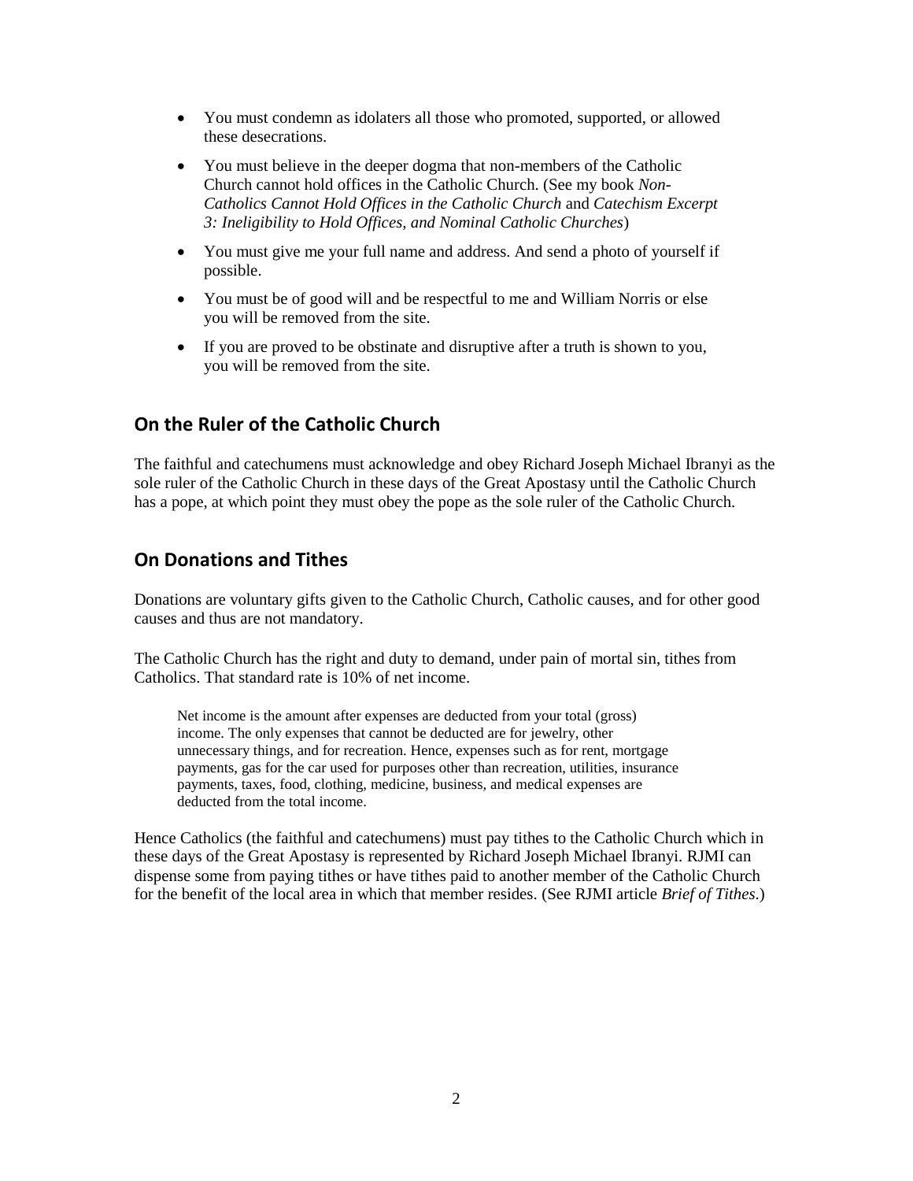- You must condemn as idolaters all those who promoted, supported, or allowed these desecrations.
- You must believe in the deeper dogma that non-members of the Catholic Church cannot hold offices in the Catholic Church. (See my book *Non-Catholics Cannot Hold Offices in the Catholic Church* and *Catechism Excerpt 3: Ineligibility to Hold Offices, and Nominal Catholic Churches*)
- You must give me your full name and address. And send a photo of yourself if possible.
- You must be of good will and be respectful to me and William Norris or else you will be removed from the site.
- If you are proved to be obstinate and disruptive after a truth is shown to you, you will be removed from the site.

## On the Ruler of the Catholic Church

The faithful and catechumens must acknowledge and obey Richard Joseph Michael Ibranyi as the sole ruler of the Catholic Church in these days of the Great Apostasy until the Catholic Church has a pope, at which point they must obey the pope as the sole ruler of the Catholic Church.

## On Donations and Tithes

Donations are voluntary gifts given to the Catholic Church, Catholic causes, and for other good causes and thus are not mandatory.

The Catholic Church has the right and duty to demand, under pain of mortal sin, tithes from Catholics. That standard rate is 10% of net income.

> Net income is the amount after expenses are deducted from your total (gross) income. The only expenses that cannot be deducted are for jewelry, other unnecessary things, and for recreation. Hence, expenses such as for rent, mortgage payments, gas for the car used for purposes other than recreation, utilities, insurance payments, taxes, food, clothing, medicine, business, and medical expenses are deducted from the total income.

Hence Catholics (the faithful and catechumens) must pay tithes to the Catholic Church which in these days of the Great Apostasy is represented by Richard Joseph Michael Ibranyi. RJMI can dispense some from paying tithes or have tithes paid to another member of the Catholic Church for the benefit of the local area in which that member resides. (See RJMI article *Brief of Tithes*.)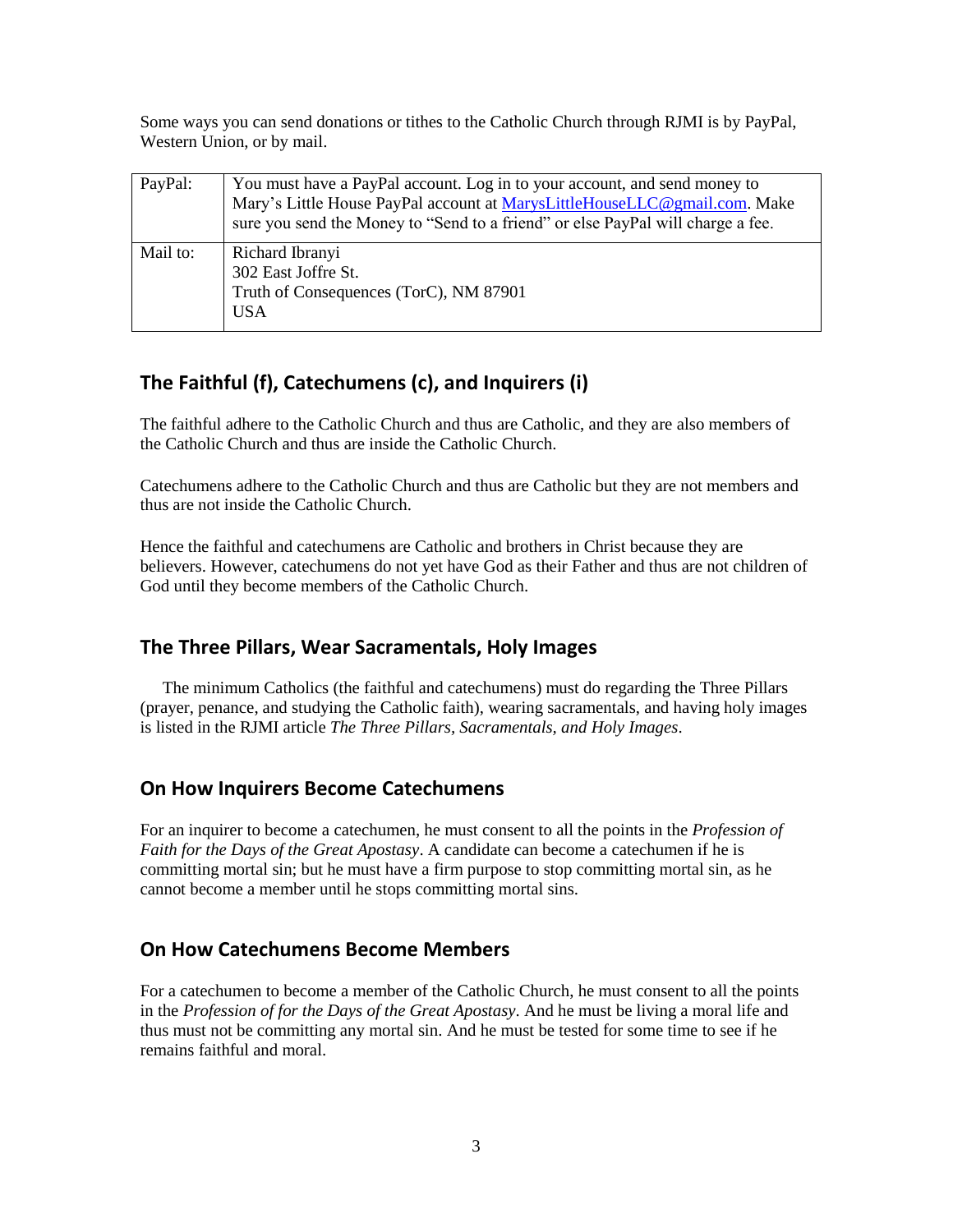Some ways you can send donations or tithes to the Catholic Church through RJMI is by PayPal, Western Union, or by mail.

| PayPal: | You must have a PayPal account. Log in to your account, and send money to Mary's Little House PayPal account at MarysLittleHouseLLC@gmail.com. Make sure you send the Money to "Send to a friend" or else PayPal will charge a fee. |
|---|---|
| Mail to: | Richard Ibranyi<br>302 East Joffre St.<br>Truth of Consequences (TorC), NM 87901<br>USA |

## The Faithful (f), Catechumens (c), and Inquirers (i)

The faithful adhere to the Catholic Church and thus are Catholic, and they are also members of the Catholic Church and thus are inside the Catholic Church.

Catechumens adhere to the Catholic Church and thus are Catholic but they are not members and thus are not inside the Catholic Church.

Hence the faithful and catechumens are Catholic and brothers in Christ because they are believers. However, catechumens do not yet have God as their Father and thus are not children of God until they become members of the Catholic Church.

## The Three Pillars, Wear Sacramentals, Holy Images

The minimum Catholics (the faithful and catechumens) must do regarding the Three Pillars (prayer, penance, and studying the Catholic faith), wearing sacramentals, and having holy images is listed in the RJMI article *The Three Pillars, Sacramentals, and Holy Images*.

## On How Inquirers Become Catechumens

For an inquirer to become a catechumen, he must consent to all the points in the *Profession of Faith for the Days of the Great Apostasy*. A candidate can become a catechumen if he is committing mortal sin; but he must have a firm purpose to stop committing mortal sin, as he cannot become a member until he stops committing mortal sins.

## On How Catechumens Become Members

For a catechumen to become a member of the Catholic Church, he must consent to all the points in the *Profession of for the Days of the Great Apostasy*. And he must be living a moral life and thus must not be committing any mortal sin. And he must be tested for some time to see if he remains faithful and moral.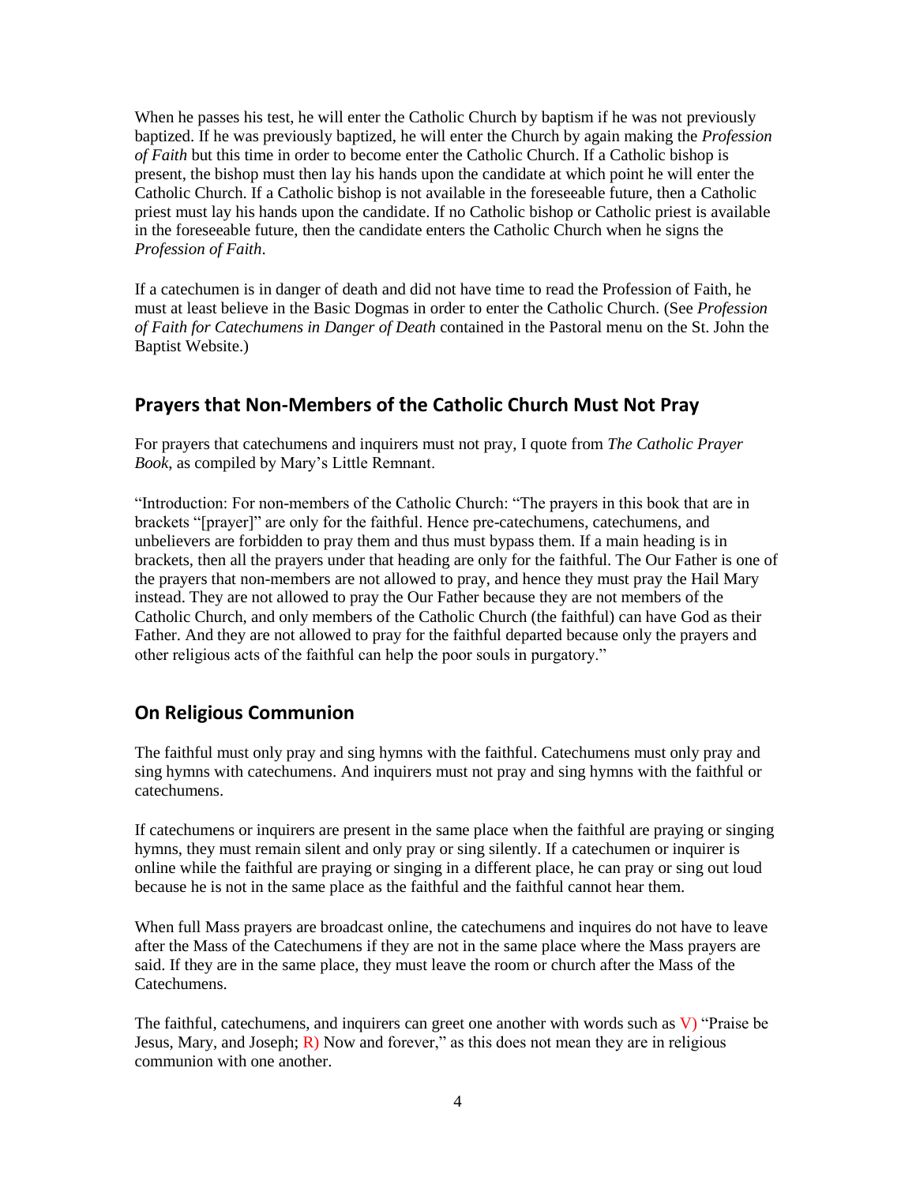When he passes his test, he will enter the Catholic Church by baptism if he was not previously baptized. If he was previously baptized, he will enter the Church by again making the *Profession of Faith* but this time in order to become enter the Catholic Church. If a Catholic bishop is present, the bishop must then lay his hands upon the candidate at which point he will enter the Catholic Church. If a Catholic bishop is not available in the foreseeable future, then a Catholic priest must lay his hands upon the candidate. If no Catholic bishop or Catholic priest is available in the foreseeable future, then the candidate enters the Catholic Church when he signs the *Profession of Faith*.

If a catechumen is in danger of death and did not have time to read the Profession of Faith, he must at least believe in the Basic Dogmas in order to enter the Catholic Church. (See *Profession of Faith for Catechumens in Danger of Death* contained in the Pastoral menu on the St. John the Baptist Website.)

## Prayers that Non-Members of the Catholic Church Must Not Pray

For prayers that catechumens and inquirers must not pray, I quote from *The Catholic Prayer Book,* as compiled by Mary's Little Remnant.

"Introduction: For non-members of the Catholic Church: "The prayers in this book that are in brackets "[prayer]" are only for the faithful. Hence pre-catechumens, catechumens, and unbelievers are forbidden to pray them and thus must bypass them. If a main heading is in brackets, then all the prayers under that heading are only for the faithful. The Our Father is one of the prayers that non-members are not allowed to pray, and hence they must pray the Hail Mary instead. They are not allowed to pray the Our Father because they are not members of the Catholic Church, and only members of the Catholic Church (the faithful) can have God as their Father. And they are not allowed to pray for the faithful departed because only the prayers and other religious acts of the faithful can help the poor souls in purgatory."

## On Religious Communion

The faithful must only pray and sing hymns with the faithful. Catechumens must only pray and sing hymns with catechumens. And inquirers must not pray and sing hymns with the faithful or catechumens.

If catechumens or inquirers are present in the same place when the faithful are praying or singing hymns, they must remain silent and only pray or sing silently. If a catechumen or inquirer is online while the faithful are praying or singing in a different place, he can pray or sing out loud because he is not in the same place as the faithful and the faithful cannot hear them.

When full Mass prayers are broadcast online, the catechumens and inquires do not have to leave after the Mass of the Catechumens if they are not in the same place where the Mass prayers are said. If they are in the same place, they must leave the room or church after the Mass of the Catechumens.

The faithful, catechumens, and inquirers can greet one another with words such as V) "Praise be Jesus, Mary, and Joseph; R) Now and forever," as this does not mean they are in religious communion with one another.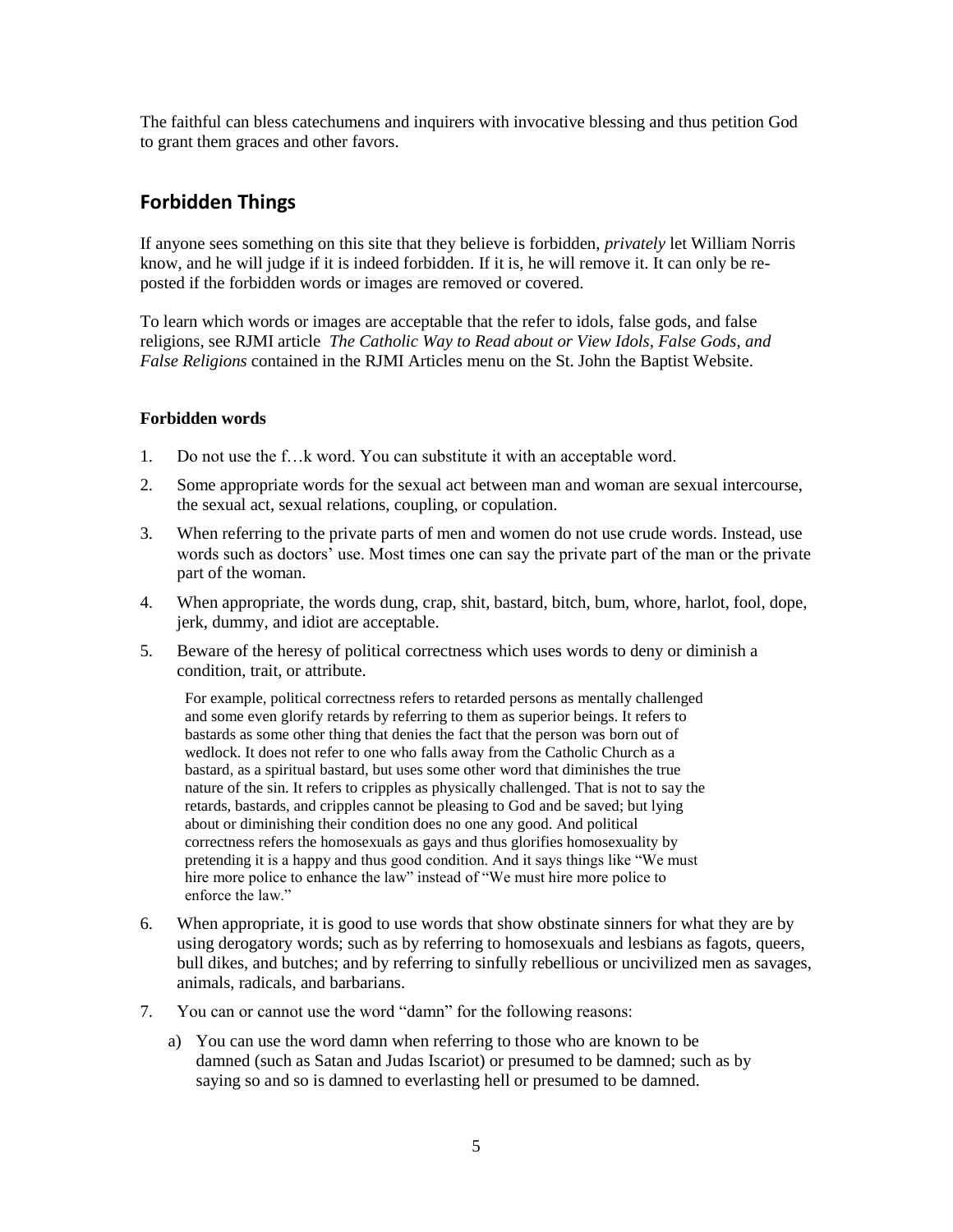The faithful can bless catechumens and inquirers with invocative blessing and thus petition God to grant them graces and other favors.

## Forbidden Things

If anyone sees something on this site that they believe is forbidden, *privately* let William Norris know, and he will judge if it is indeed forbidden. If it is, he will remove it. It can only be re-posted if the forbidden words or images are removed or covered.

To learn which words or images are acceptable that the refer to idols, false gods, and false religions, see RJMI article *The Catholic Way to Read about or View Idols, False Gods, and False Religions* contained in the RJMI Articles menu on the St. John the Baptist Website.

### Forbidden words

1. Do not use the f…k word. You can substitute it with an acceptable word.
2. Some appropriate words for the sexual act between man and woman are sexual intercourse, the sexual act, sexual relations, coupling, or copulation.
3. When referring to the private parts of men and women do not use crude words. Instead, use words such as doctors' use. Most times one can say the private part of the man or the private part of the woman.
4. When appropriate, the words dung, crap, shit, bastard, bitch, bum, whore, harlot, fool, dope, jerk, dummy, and idiot are acceptable.
5. Beware of the heresy of political correctness which uses words to deny or diminish a condition, trait, or attribute.

   For example, political correctness refers to retarded persons as mentally challenged and some even glorify retards by referring to them as superior beings. It refers to bastards as some other thing that denies the fact that the person was born out of wedlock. It does not refer to one who falls away from the Catholic Church as a bastard, as a spiritual bastard, but uses some other word that diminishes the true nature of the sin. It refers to cripples as physically challenged. That is not to say the retards, bastards, and cripples cannot be pleasing to God and be saved; but lying about or diminishing their condition does no one any good. And political correctness refers the homosexuals as gays and thus glorifies homosexuality by pretending it is a happy and thus good condition. And it says things like "We must hire more police to enhance the law" instead of "We must hire more police to enforce the law."

6. When appropriate, it is good to use words that show obstinate sinners for what they are by using derogatory words; such as by referring to homosexuals and lesbians as fagots, queers, bull dikes, and butches; and by referring to sinfully rebellious or uncivilized men as savages, animals, radicals, and barbarians.
7. You can or cannot use the word "damn" for the following reasons:

   a) You can use the word damn when referring to those who are known to be damned (such as Satan and Judas Iscariot) or presumed to be damned; such as by saying so and so is damned to everlasting hell or presumed to be damned.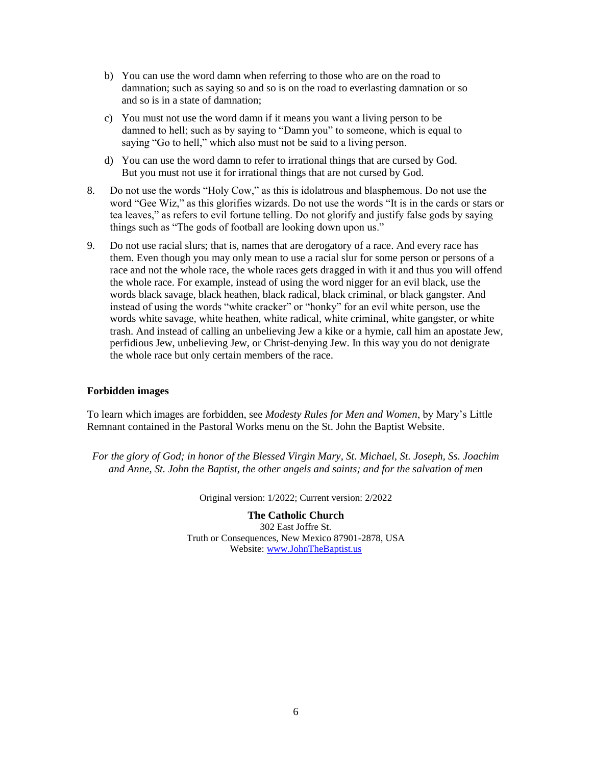b) You can use the word damn when referring to those who are on the road to damnation; such as saying so and so is on the road to everlasting damnation or so and so is in a state of damnation;

c) You must not use the word damn if it means you want a living person to be damned to hell; such as by saying to "Damn you" to someone, which is equal to saying "Go to hell," which also must not be said to a living person.

d) You can use the word damn to refer to irrational things that are cursed by God. But you must not use it for irrational things that are not cursed by God.

8. Do not use the words "Holy Cow," as this is idolatrous and blasphemous. Do not use the word "Gee Wiz," as this glorifies wizards. Do not use the words "It is in the cards or stars or tea leaves," as refers to evil fortune telling. Do not glorify and justify false gods by saying things such as "The gods of football are looking down upon us."

9. Do not use racial slurs; that is, names that are derogatory of a race. And every race has them. Even though you may only mean to use a racial slur for some person or persons of a race and not the whole race, the whole races gets dragged in with it and thus you will offend the whole race. For example, instead of using the word nigger for an evil black, use the words black savage, black heathen, black radical, black criminal, or black gangster. And instead of using the words "white cracker" or "honky" for an evil white person, use the words white savage, white heathen, white radical, white criminal, white gangster, or white trash. And instead of calling an unbelieving Jew a kike or a hymie, call him an apostate Jew, perfidious Jew, unbelieving Jew, or Christ-denying Jew. In this way you do not denigrate the whole race but only certain members of the race.

**Forbidden images**

To learn which images are forbidden, see *Modesty Rules for Men and Women*, by Mary's Little Remnant contained in the Pastoral Works menu on the St. John the Baptist Website.

*For the glory of God; in honor of the Blessed Virgin Mary, St. Michael, St. Joseph, Ss. Joachim and Anne, St. John the Baptist, the other angels and saints; and for the salvation of men*

Original version: 1/2022; Current version: 2/2022

**The Catholic Church**
302 East Joffre St.
Truth or Consequences, New Mexico 87901-2878, USA
Website: www.JohnTheBaptist.us